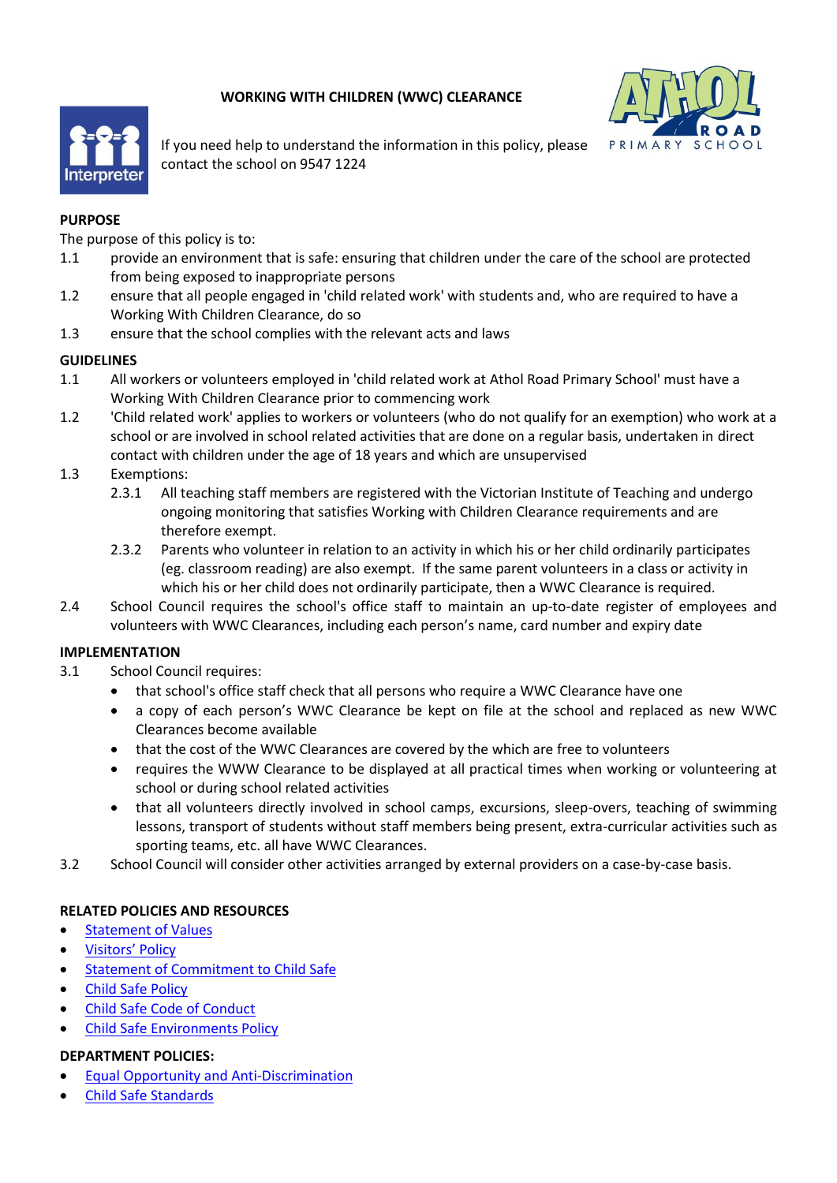# WORKING WITH CHILDREN (WWC) CLEARANCE

If you need help to understand the information in this policy, please contact the school on 9547 1224

## PURPOSE

The purpose of this policy is to:

1.1 provide an environment that is safe: ensuring that children under the care of the school are protected from being exposed to inappropriate persons

1.2 ensure that all people engaged in 'child related work' with students and, who are required to have a Working With Children Clearance, do so

1.3 ensure that the school complies with the relevant acts and laws

## GUIDELINES

1.1 All workers or volunteers employed in 'child related work at Athol Road Primary School' must have a Working With Children Clearance prior to commencing work

1.2 'Child related work' applies to workers or volunteers (who do not qualify for an exemption) who work at a school or are involved in school related activities that are done on a regular basis, undertaken in direct contact with children under the age of 18 years and which are unsupervised

1.3 Exemptions:

2.3.1 All teaching staff members are registered with the Victorian Institute of Teaching and undergo ongoing monitoring that satisfies Working with Children Clearance requirements and are therefore exempt.

2.3.2 Parents who volunteer in relation to an activity in which his or her child ordinarily participates (eg. classroom reading) are also exempt. If the same parent volunteers in a class or activity in which his or her child does not ordinarily participate, then a WWC Clearance is required.

2.4 School Council requires the school's office staff to maintain an up-to-date register of employees and volunteers with WWC Clearances, including each person's name, card number and expiry date

## IMPLEMENTATION

3.1 School Council requires:

- that school's office staff check that all persons who require a WWC Clearance have one
- a copy of each person's WWC Clearance be kept on file at the school and replaced as new WWC Clearances become available
- that the cost of the WWC Clearances are covered by the which are free to volunteers
- requires the WWW Clearance to be displayed at all practical times when working or volunteering at school or during school related activities
- that all volunteers directly involved in school camps, excursions, sleep-overs, teaching of swimming lessons, transport of students without staff members being present, extra-curricular activities such as sporting teams, etc. all have WWC Clearances.

3.2 School Council will consider other activities arranged by external providers on a case-by-case basis.

## RELATED POLICIES AND RESOURCES

- Statement of Values
- Visitors' Policy
- Statement of Commitment to Child Safe
- Child Safe Policy
- Child Safe Code of Conduct
- Child Safe Environments Policy

## DEPARTMENT POLICIES:

- Equal Opportunity and Anti-Discrimination
- Child Safe Standards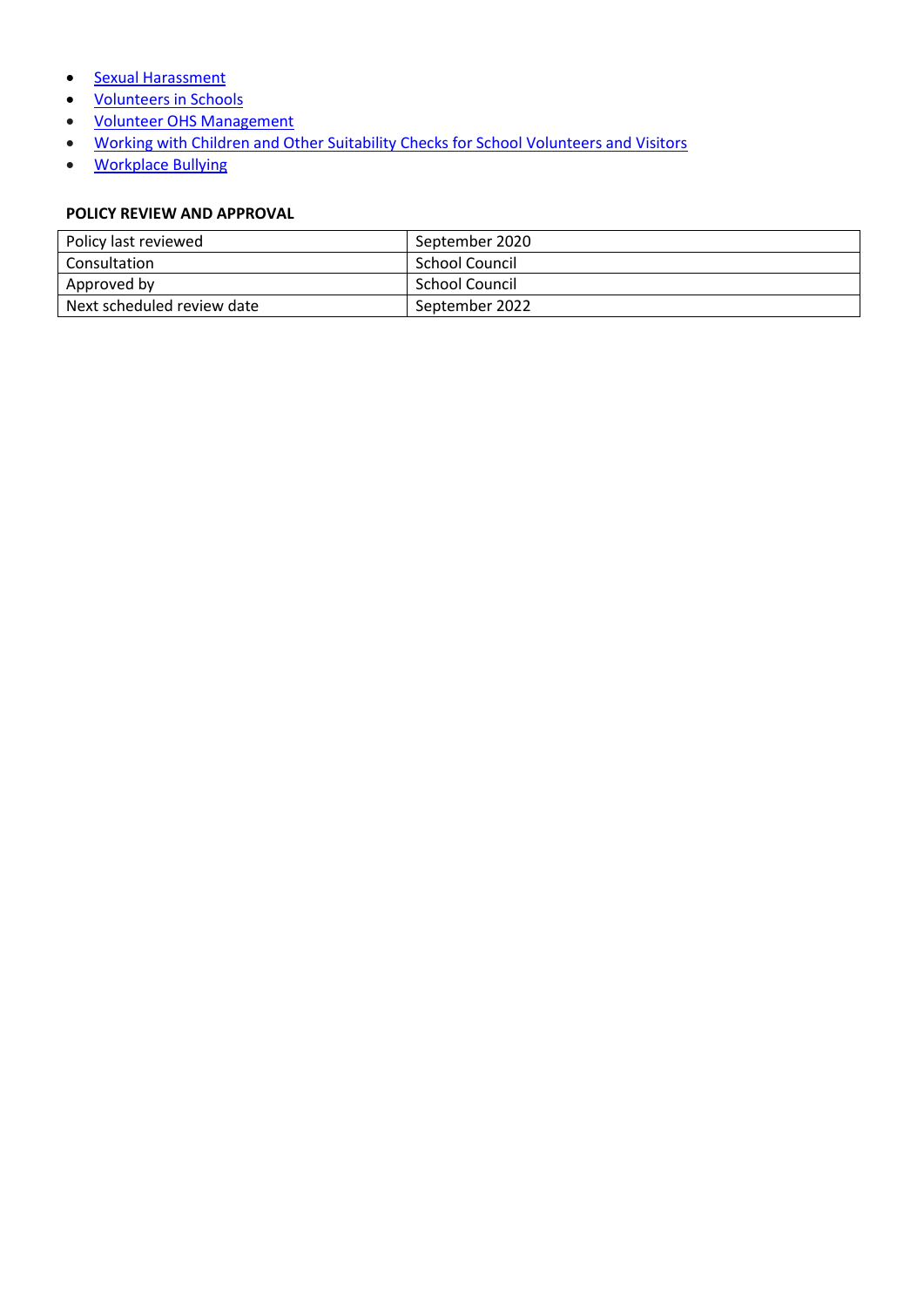- Sexual Harassment
- Volunteers in Schools
- Volunteer OHS Management
- Working with Children and Other Suitability Checks for School Volunteers and Visitors
- Workplace Bullying

**POLICY REVIEW AND APPROVAL**

| | |
|---|---|
| Policy last reviewed | September 2020 |
| Consultation | School Council |
| Approved by | School Council |
| Next scheduled review date | September 2022 |